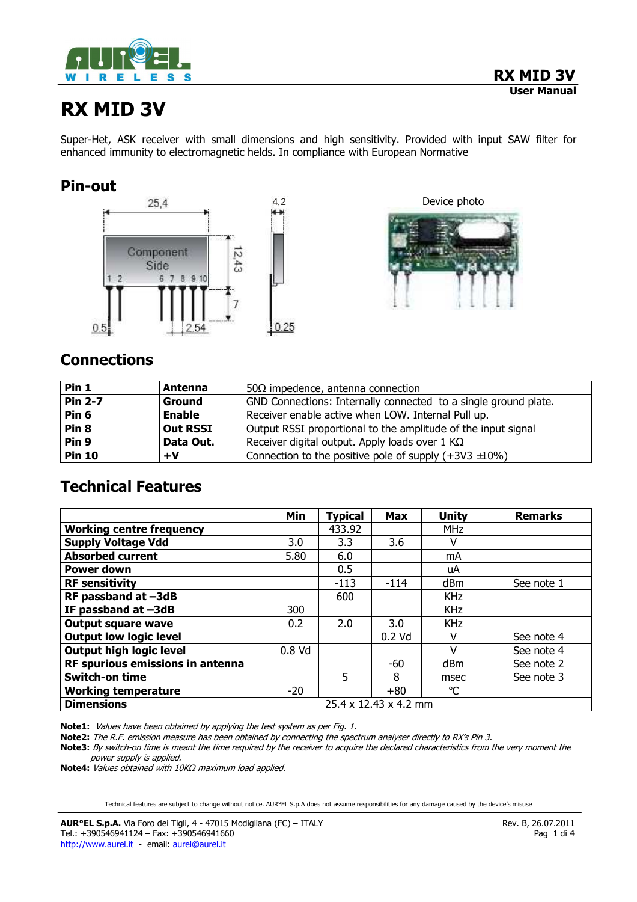# RX MID 3V

Super-Het, ASK receiver with small dimensions and high sensitivity. Provided with input SAW filter for enhanced immunity to electromagnetic helds. In compliance with European Normative

## Pin-out

Device photo

## Connections

| Pin 1 | Antenna | 50Ω impedence, antenna connection |
|---|---|---|
| Pin 2-7 | Ground | GND Connections: Internally connected to a single ground plate. |
| Pin 6 | Enable | Receiver enable active when LOW. Internal Pull up. |
| Pin 8 | Out RSSI | Output RSSI proportional to the amplitude of the input signal |
| Pin 9 | Data Out. | Receiver digital output. Apply loads over 1 KΩ |
| Pin 10 | +V | Connection to the positive pole of supply (+3V3 ±10%) |

## Technical Features

| | Min | Typical | Max | Unity | Remarks |
|---|---|---|---|---|---|
| Working centre frequency | | 433.92 | | MHz | |
| Supply Voltage Vdd | 3.0 | 3.3 | 3.6 | V | |
| Absorbed current | 5.80 | 6.0 | | mA | |
| Power down | | 0.5 | | uA | |
| RF sensitivity | | -113 | -114 | dBm | See note 1 |
| RF passband at –3dB | | 600 | | KHz | |
| IF passband at –3dB | 300 | | | KHz | |
| Output square wave | 0.2 | 2.0 | 3.0 | KHz | |
| Output low logic level | | | 0.2 Vd | V | See note 4 |
| Output high logic level | 0.8 Vd | | | V | See note 4 |
| RF spurious emissions in antenna | | | -60 | dBm | See note 2 |
| Switch-on time | | 5 | 8 | msec | See note 3 |
| Working temperature | -20 | | +80 | °C | |
| Dimensions | 25.4 x 12.43 x 4.2 mm | | | | |

**Note1:** *Values have been obtained by applying the test system as per Fig. 1.*
**Note2:** *The R.F. emission measure has been obtained by connecting the spectrum analyser directly to RX's Pin 3.*
**Note3:** *By switch-on time is meant the time required by the receiver to acquire the declared characteristics from the very moment the power supply is applied.*
**Note4:** *Values obtained with 10KΩ maximum load applied.*

Technical features are subject to change without notice. AUR°EL S.p.A does not assume responsibilities for any damage caused by the device's misuse

**AUR°EL S.p.A.** Via Foro dei Tigli, 4 - 47015 Modigliana (FC) – ITALY
Tel.: +390546941124 – Fax: +390546941660
http://www.aurel.it - email: aurel@aurel.it

Rev. B, 26.07.2011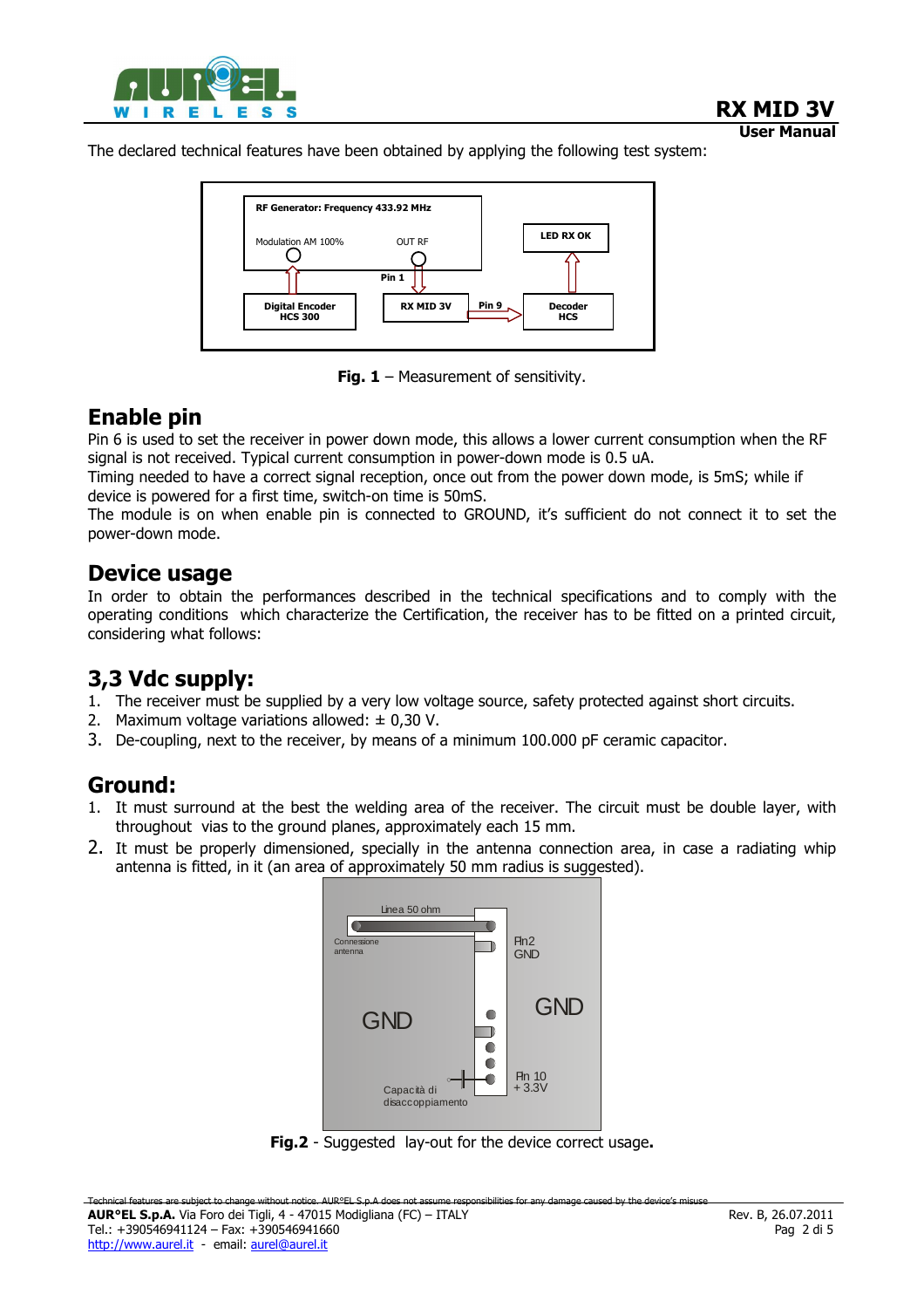The declared technical features have been obtained by applying the following test system:

**Fig. 1** – Measurement of sensitivity.

## Enable pin

Pin 6 is used to set the receiver in power down mode, this allows a lower current consumption when the RF signal is not received. Typical current consumption in power-down mode is 0.5 uA.
Timing needed to have a correct signal reception, once out from the power down mode, is 5mS; while if device is powered for a first time, switch-on time is 50mS.
The module is on when enable pin is connected to GROUND, it's sufficient do not connect it to set the power-down mode.

## Device usage

In order to obtain the performances described in the technical specifications and to comply with the operating conditions which characterize the Certification, the receiver has to be fitted on a printed circuit, considering what follows:

## 3,3 Vdc supply:

1. The receiver must be supplied by a very low voltage source, safety protected against short circuits.
2. Maximum voltage variations allowed: ± 0,30 V.
3. De-coupling, next to the receiver, by means of a minimum 100.000 pF ceramic capacitor.

## Ground:

1. It must surround at the best the welding area of the receiver. The circuit must be double layer, with throughout vias to the ground planes, approximately each 15 mm.
2. It must be properly dimensioned, specially in the antenna connection area, in case a radiating whip antenna is fitted, in it (an area of approximately 50 mm radius is suggested).

**Fig.2** - Suggested lay-out for the device correct usage**.**

Technical features are subject to change without notice. AUR°EL S.p.A does not assume responsibilities for any damage caused by the device's misuse

**AUR°EL S.p.A.** Via Foro dei Tigli, 4 - 47015 Modigliana (FC) – ITALY
Tel.: +390546941124 – Fax: +390546941660
http://www.aurel.it - email: aurel@aurel.it

Rev. B, 26.07.2011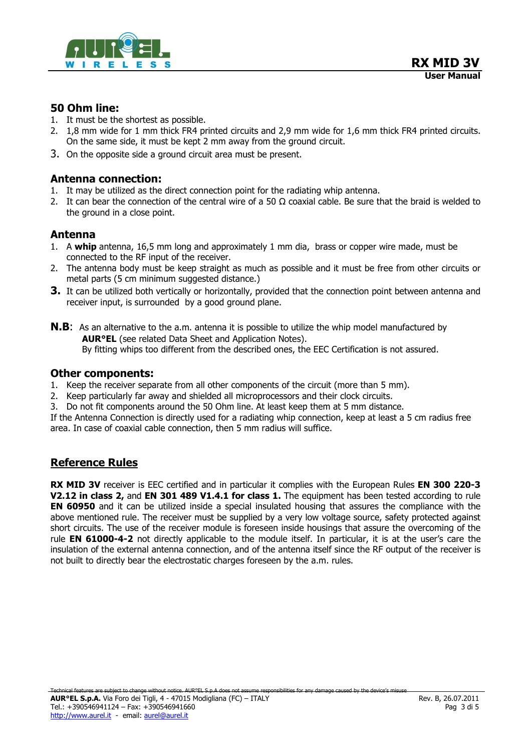## 50 Ohm line:

1. It must be the shortest as possible.
2. 1,8 mm wide for 1 mm thick FR4 printed circuits and 2,9 mm wide for 1,6 mm thick FR4 printed circuits. On the same side, it must be kept 2 mm away from the ground circuit.
3. On the opposite side a ground circuit area must be present.

## Antenna connection:

1. It may be utilized as the direct connection point for the radiating whip antenna.
2. It can bear the connection of the central wire of a 50 Ω coaxial cable. Be sure that the braid is welded to the ground in a close point.

## Antenna

1. A **whip** antenna, 16,5 mm long and approximately 1 mm dia, brass or copper wire made, must be connected to the RF input of the receiver.
2. The antenna body must be keep straight as much as possible and it must be free from other circuits or metal parts (5 cm minimum suggested distance.)
3. It can be utilized both vertically or horizontally, provided that the connection point between antenna and receiver input, is surrounded by a good ground plane.

**N.B**: As an alternative to the a.m. antenna it is possible to utilize the whip model manufactured by **AUR°EL** (see related Data Sheet and Application Notes).
By fitting whips too different from the described ones, the EEC Certification is not assured.

## Other components:

1. Keep the receiver separate from all other components of the circuit (more than 5 mm).
2. Keep particularly far away and shielded all microprocessors and their clock circuits.
3. Do not fit components around the 50 Ohm line. At least keep them at 5 mm distance.

If the Antenna Connection is directly used for a radiating whip connection, keep at least a 5 cm radius free area. In case of coaxial cable connection, then 5 mm radius will suffice.

## Reference Rules

**RX MID 3V** receiver is EEC certified and in particular it complies with the European Rules **EN 300 220-3 V2.12 in class 2,** and **EN 301 489 V1.4.1 for class 1.** The equipment has been tested according to rule **EN 60950** and it can be utilized inside a special insulated housing that assures the compliance with the above mentioned rule. The receiver must be supplied by a very low voltage source, safety protected against short circuits. The use of the receiver module is foreseen inside housings that assure the overcoming of the rule **EN 61000-4-2** not directly applicable to the module itself. In particular, it is at the user's care the insulation of the external antenna connection, and of the antenna itself since the RF output of the receiver is not built to directly bear the electrostatic charges foreseen by the a.m. rules.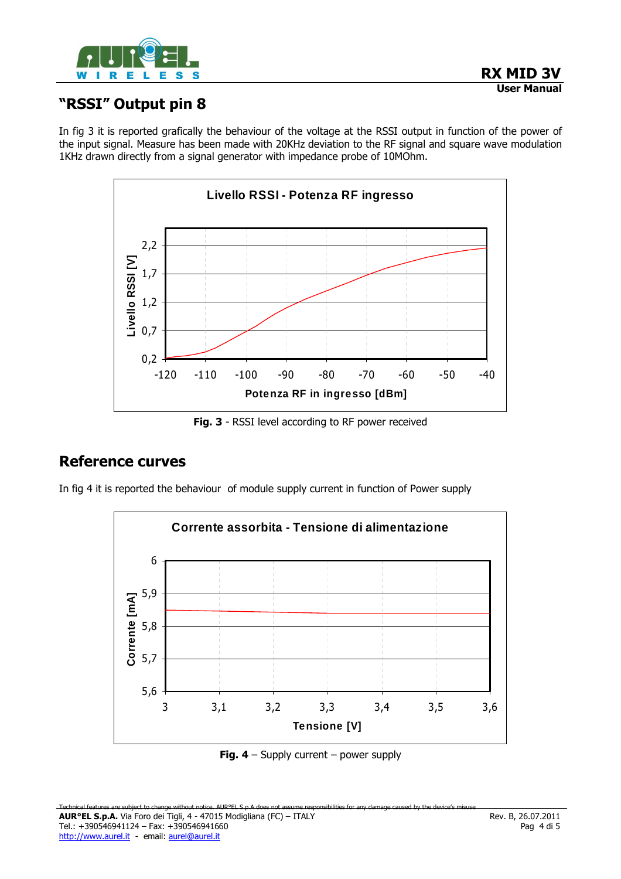## "RSSI" Output pin 8

In fig 3 it is reported grafically the behaviour of the voltage at the RSSI output in function of the power of the input signal. Measure has been made with 20KHz deviation to the RF signal and square wave modulation 1KHz drawn directly from a signal generator with impedance probe of 10MOhm.

**Fig. 3** - RSSI level according to RF power received

## Reference curves

In fig 4 it is reported the behaviour of module supply current in function of Power supply

**Fig. 4** – Supply current – power supply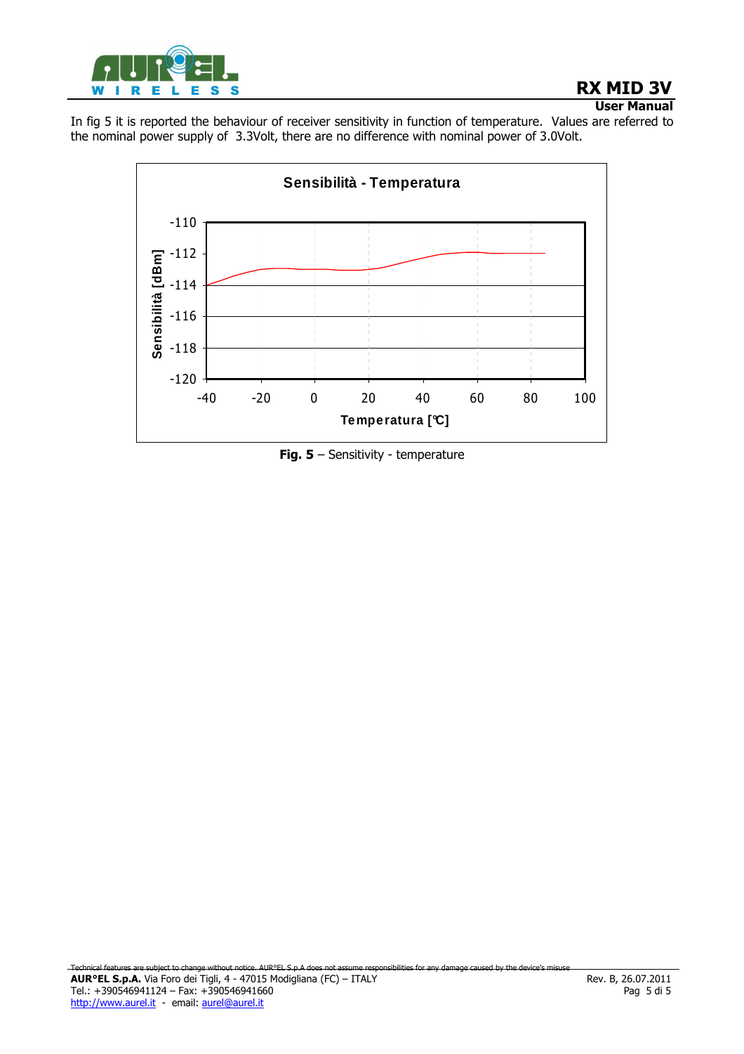In fig 5 it is reported the behaviour of receiver sensitivity in function of temperature. Values are referred to the nominal power supply of 3.3Volt, there are no difference with nominal power of 3.0Volt.

Sensibilità - Temperatura

Sensibilità [dBm]

-110
-112
-114
-116
-118
-120

-40 -20 0 20 40 60 80 100

Temperatura [°C]

**Fig. 5** – Sensitivity - temperature